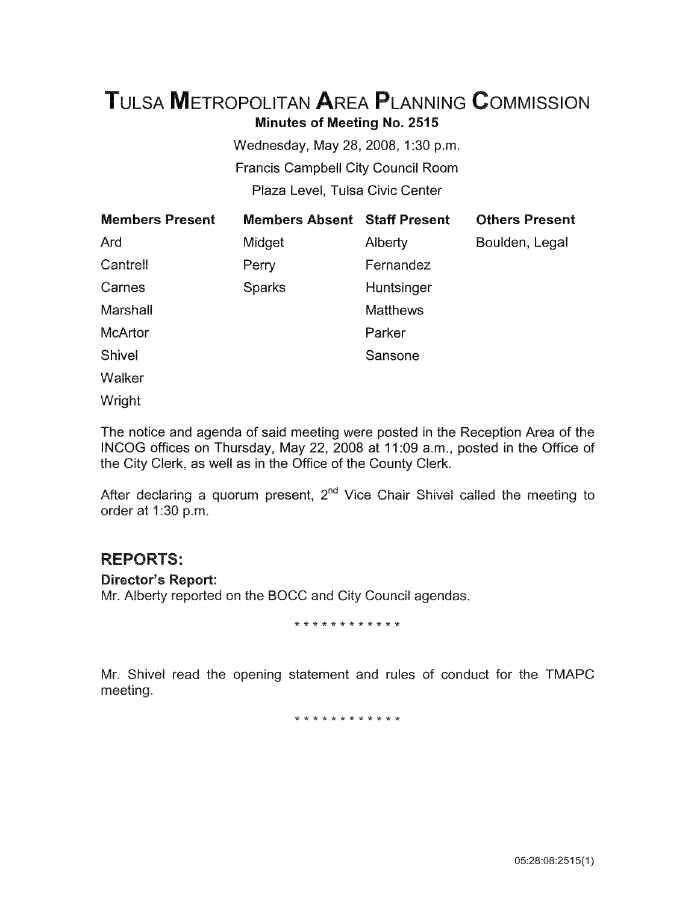# TULSA METROPOLITAN AREA PLANNING COMMISSION

**Minutes of Meeting No. 2515**

Wednesday, May 28, 2008, 1:30 p.m.

Francis Campbell City Council Room

Plaza Level, Tulsa Civic Center

| Members Present | Members Absent | Staff Present | Others Present |
|---|---|---|---|
| Ard | Midget | Alberty | Boulden, Legal |
| Cantrell | Perry | Fernandez | |
| Carnes | Sparks | Huntsinger | |
| Marshall | | Matthews | |
| McArtor | | Parker | |
| Shivel | | Sansone | |
| Walker | | | |
| Wright | | | |

The notice and agenda of said meeting were posted in the Reception Area of the INCOG offices on Thursday, May 22, 2008 at 11:09 a.m., posted in the Office of the City Clerk, as well as in the Office of the County Clerk.

After declaring a quorum present, 2nd Vice Chair Shivel called the meeting to order at 1:30 p.m.

## REPORTS:

**Director's Report:**

Mr. Alberty reported on the BOCC and City Council agendas.

\* \* \* \* \* \* \* \* \* \* \* \*

Mr. Shivel read the opening statement and rules of conduct for the TMAPC meeting.

\* \* \* \* \* \* \* \* \* \* \* \*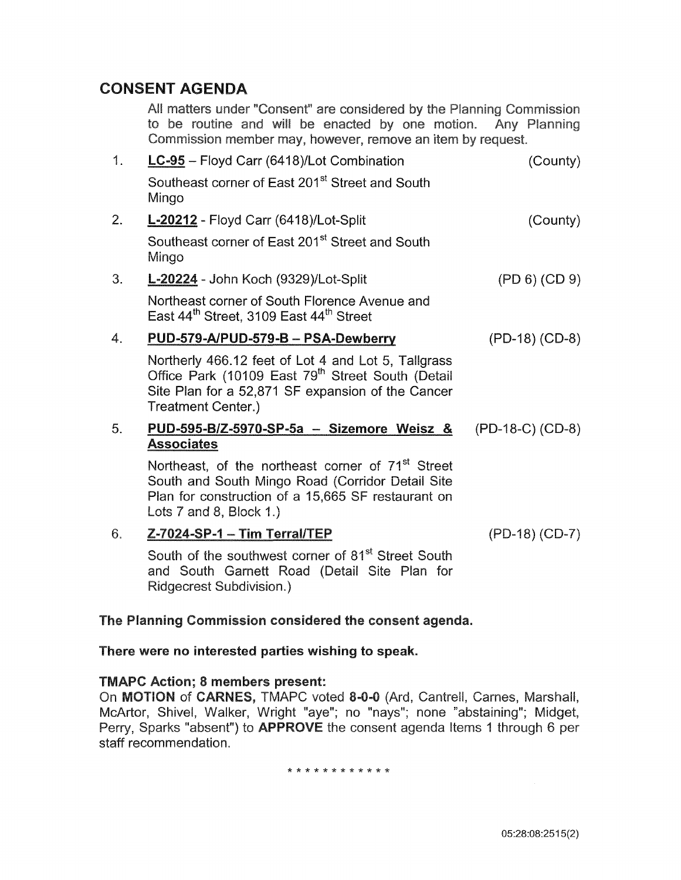## CONSENT AGENDA

All matters under "Consent" are considered by the Planning Commission to be routine and will be enacted by one motion. Any Planning Commission member may, however, remove an item by request.

1. **LC-95** – Floyd Carr (6418)/Lot Combination (County)

   Southeast corner of East 201st Street and South Mingo

2. **L-20212** - Floyd Carr (6418)/Lot-Split (County)

   Southeast corner of East 201st Street and South Mingo

3. **L-20224** - John Koch (9329)/Lot-Split (PD 6) (CD 9)

   Northeast corner of South Florence Avenue and East 44th Street, 3109 East 44th Street

4. **PUD-579-A/PUD-579-B – PSA-Dewberry** (PD-18) (CD-8)

   Northerly 466.12 feet of Lot 4 and Lot 5, Tallgrass Office Park (10109 East 79th Street South (Detail Site Plan for a 52,871 SF expansion of the Cancer Treatment Center.)

5. **PUD-595-B/Z-5970-SP-5a – Sizemore Weisz & Associates** (PD-18-C) (CD-8)

   Northeast, of the northeast corner of 71st Street South and South Mingo Road (Corridor Detail Site Plan for construction of a 15,665 SF restaurant on Lots 7 and 8, Block 1.)

6. **Z-7024-SP-1 – Tim Terral/TEP** (PD-18) (CD-7)

   South of the southwest corner of 81st Street South and South Garnett Road (Detail Site Plan for Ridgecrest Subdivision.)

**The Planning Commission considered the consent agenda.**

**There were no interested parties wishing to speak.**

**TMAPC Action; 8 members present:**

On **MOTION** of **CARNES,** TMAPC voted **8-0-0** (Ard, Cantrell, Carnes, Marshall, McArtor, Shivel, Walker, Wright "aye"; no "nays"; none "abstaining"; Midget, Perry, Sparks "absent") to **APPROVE** the consent agenda Items 1 through 6 per staff recommendation.

\* \* \* \* \* \* \* \* \* \* \* \*

05:28:08:2515(2)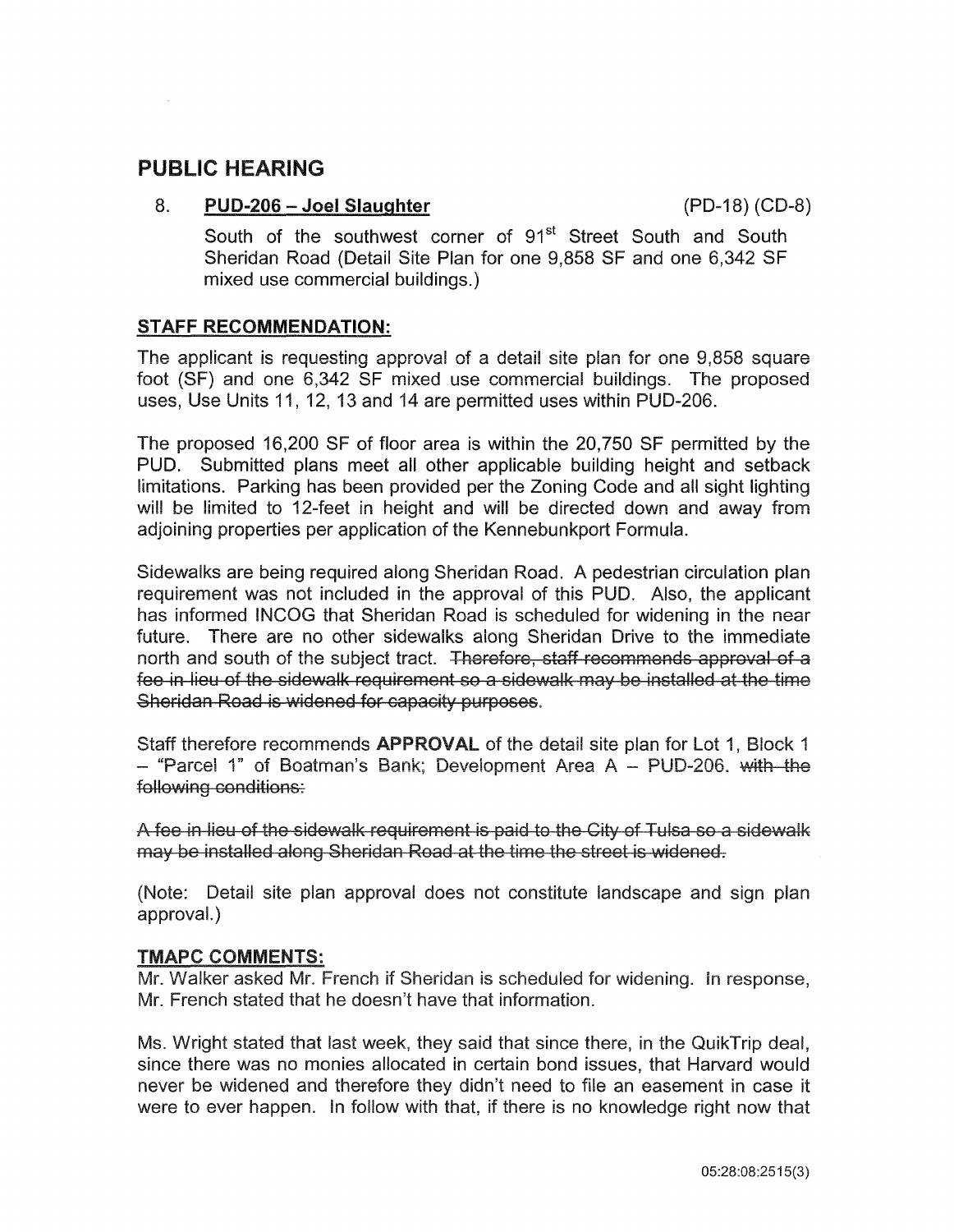## PUBLIC HEARING

8. **PUD-206 – Joel Slaughter** (PD-18) (CD-8)

   South of the southwest corner of 91st Street South and South Sheridan Road (Detail Site Plan for one 9,858 SF and one 6,342 SF mixed use commercial buildings.)

### STAFF RECOMMENDATION:

The applicant is requesting approval of a detail site plan for one 9,858 square foot (SF) and one 6,342 SF mixed use commercial buildings. The proposed uses, Use Units 11, 12, 13 and 14 are permitted uses within PUD-206.

The proposed 16,200 SF of floor area is within the 20,750 SF permitted by the PUD. Submitted plans meet all other applicable building height and setback limitations. Parking has been provided per the Zoning Code and all sight lighting will be limited to 12-feet in height and will be directed down and away from adjoining properties per application of the Kennebunkport Formula.

Sidewalks are being required along Sheridan Road. A pedestrian circulation plan requirement was not included in the approval of this PUD. Also, the applicant has informed INCOG that Sheridan Road is scheduled for widening in the near future. There are no other sidewalks along Sheridan Drive to the immediate north and south of the subject tract. ~~Therefore, staff recommends approval of a fee in lieu of the sidewalk requirement so a sidewalk may be installed at the time Sheridan Road is widened for capacity purposes.~~

Staff therefore recommends **APPROVAL** of the detail site plan for Lot 1, Block 1 – "Parcel 1" of Boatman's Bank; Development Area A – PUD-206. ~~with the following conditions:~~

~~A fee in lieu of the sidewalk requirement is paid to the City of Tulsa so a sidewalk may be installed along Sheridan Road at the time the street is widened.~~

(Note: Detail site plan approval does not constitute landscape and sign plan approval.)

### TMAPC COMMENTS:

Mr. Walker asked Mr. French if Sheridan is scheduled for widening. In response, Mr. French stated that he doesn't have that information.

Ms. Wright stated that last week, they said that since there, in the QuikTrip deal, since there was no monies allocated in certain bond issues, that Harvard would never be widened and therefore they didn't need to file an easement in case it were to ever happen. In follow with that, if there is no knowledge right now that

05:28:08:2515(3)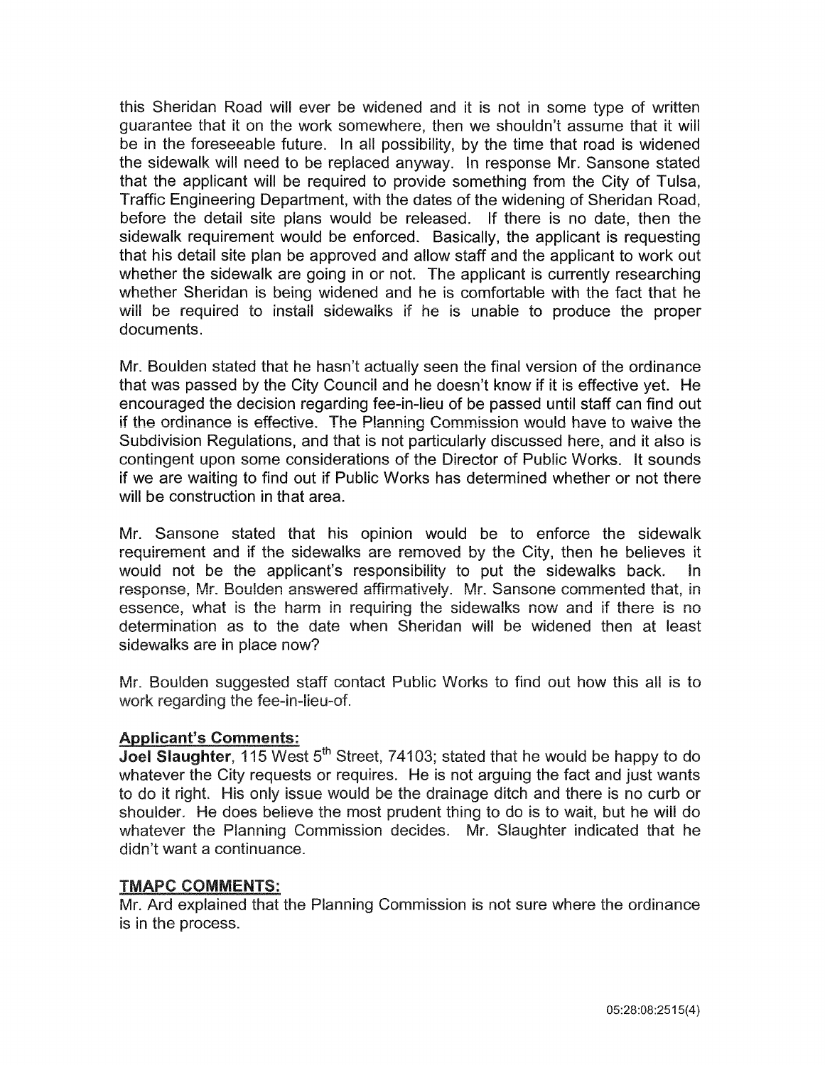this Sheridan Road will ever be widened and it is not in some type of written guarantee that it on the work somewhere, then we shouldn't assume that it will be in the foreseeable future. In all possibility, by the time that road is widened the sidewalk will need to be replaced anyway. In response Mr. Sansone stated that the applicant will be required to provide something from the City of Tulsa, Traffic Engineering Department, with the dates of the widening of Sheridan Road, before the detail site plans would be released. If there is no date, then the sidewalk requirement would be enforced. Basically, the applicant is requesting that his detail site plan be approved and allow staff and the applicant to work out whether the sidewalk are going in or not. The applicant is currently researching whether Sheridan is being widened and he is comfortable with the fact that he will be required to install sidewalks if he is unable to produce the proper documents.

Mr. Boulden stated that he hasn't actually seen the final version of the ordinance that was passed by the City Council and he doesn't know if it is effective yet. He encouraged the decision regarding fee-in-lieu of be passed until staff can find out if the ordinance is effective. The Planning Commission would have to waive the Subdivision Regulations, and that is not particularly discussed here, and it also is contingent upon some considerations of the Director of Public Works. It sounds if we are waiting to find out if Public Works has determined whether or not there will be construction in that area.

Mr. Sansone stated that his opinion would be to enforce the sidewalk requirement and if the sidewalks are removed by the City, then he believes it would not be the applicant's responsibility to put the sidewalks back. In response, Mr. Boulden answered affirmatively. Mr. Sansone commented that, in essence, what is the harm in requiring the sidewalks now and if there is no determination as to the date when Sheridan will be widened then at least sidewalks are in place now?

Mr. Boulden suggested staff contact Public Works to find out how this all is to work regarding the fee-in-lieu-of.

**Applicant's Comments:**

**Joel Slaughter**, 115 West 5th Street, 74103; stated that he would be happy to do whatever the City requests or requires. He is not arguing the fact and just wants to do it right. His only issue would be the drainage ditch and there is no curb or shoulder. He does believe the most prudent thing to do is to wait, but he will do whatever the Planning Commission decides. Mr. Slaughter indicated that he didn't want a continuance.

**TMAPC COMMENTS:**

Mr. Ard explained that the Planning Commission is not sure where the ordinance is in the process.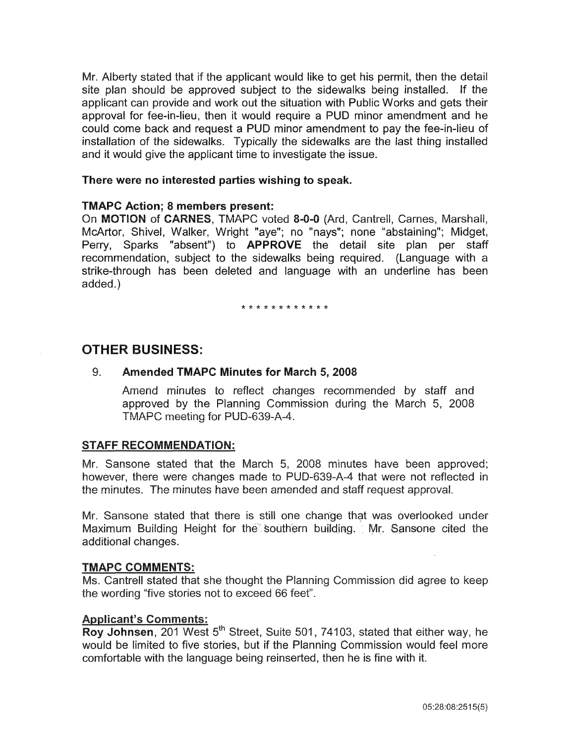Mr. Alberty stated that if the applicant would like to get his permit, then the detail site plan should be approved subject to the sidewalks being installed. If the applicant can provide and work out the situation with Public Works and gets their approval for fee-in-lieu, then it would require a PUD minor amendment and he could come back and request a PUD minor amendment to pay the fee-in-lieu of installation of the sidewalks. Typically the sidewalks are the last thing installed and it would give the applicant time to investigate the issue.

**There were no interested parties wishing to speak.**

**TMAPC Action; 8 members present:**

On **MOTION** of **CARNES**, TMAPC voted **8-0-0** (Ard, Cantrell, Carnes, Marshall, McArtor, Shivel, Walker, Wright "aye"; no "nays"; none "abstaining"; Midget, Perry, Sparks "absent") to **APPROVE** the detail site plan per staff recommendation, subject to the sidewalks being required. (Language with a strike-through has been deleted and language with an underline has been added.)

\* \* \* \* \* \* \* \* \* \* \* \*

## OTHER BUSINESS:

9. **Amended TMAPC Minutes for March 5, 2008**

   Amend minutes to reflect changes recommended by staff and approved by the Planning Commission during the March 5, 2008 TMAPC meeting for PUD-639-A-4.

### STAFF RECOMMENDATION:

Mr. Sansone stated that the March 5, 2008 minutes have been approved; however, there were changes made to PUD-639-A-4 that were not reflected in the minutes. The minutes have been amended and staff request approval.

Mr. Sansone stated that there is still one change that was overlooked under Maximum Building Height for the southern building. Mr. Sansone cited the additional changes.

### TMAPC COMMENTS:

Ms. Cantrell stated that she thought the Planning Commission did agree to keep the wording "five stories not to exceed 66 feet".

### Applicant's Comments:

**Roy Johnsen**, 201 West 5th Street, Suite 501, 74103, stated that either way, he would be limited to five stories, but if the Planning Commission would feel more comfortable with the language being reinserted, then he is fine with it.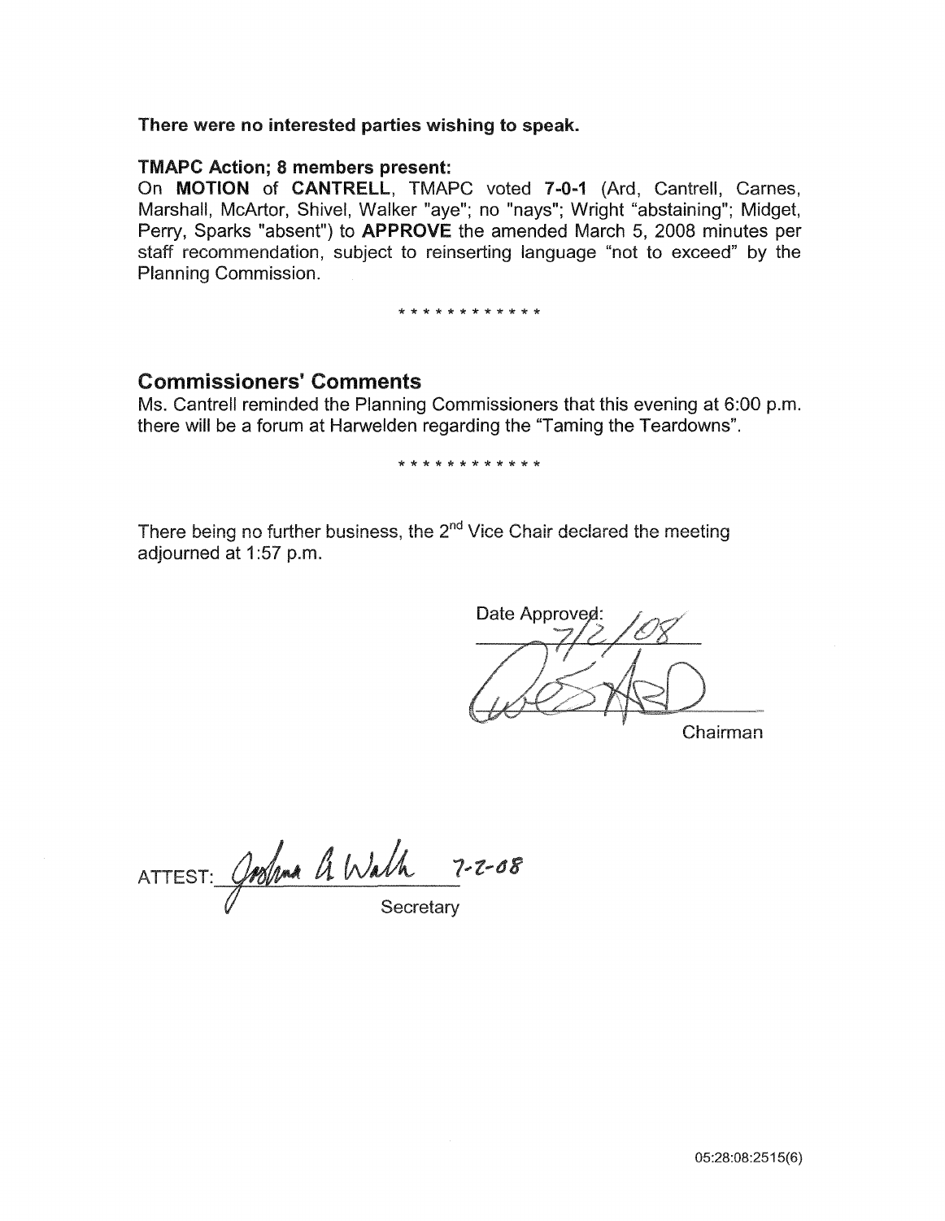**There were no interested parties wishing to speak.**

**TMAPC Action; 8 members present:**

On **MOTION** of **CANTRELL**, TMAPC voted **7-0-1** (Ard, Cantrell, Carnes, Marshall, McArtor, Shivel, Walker "aye"; no "nays"; Wright "abstaining"; Midget, Perry, Sparks "absent") to **APPROVE** the amended March 5, 2008 minutes per staff recommendation, subject to reinserting language "not to exceed" by the Planning Commission.

\* \* \* \* \* \* \* \* \* \* \* \*

## Commissioners' Comments

Ms. Cantrell reminded the Planning Commissioners that this evening at 6:00 p.m. there will be a forum at Harwelden regarding the "Taming the Teardowns".

\* \* \* \* \* \* \* \* \* \* \* \*

There being no further business, the 2nd Vice Chair declared the meeting adjourned at 1:57 p.m.

Date Approved: 7/2/08

Chairman

ATTEST: 7-2-08

Secretary

05:28:08:2515(6)